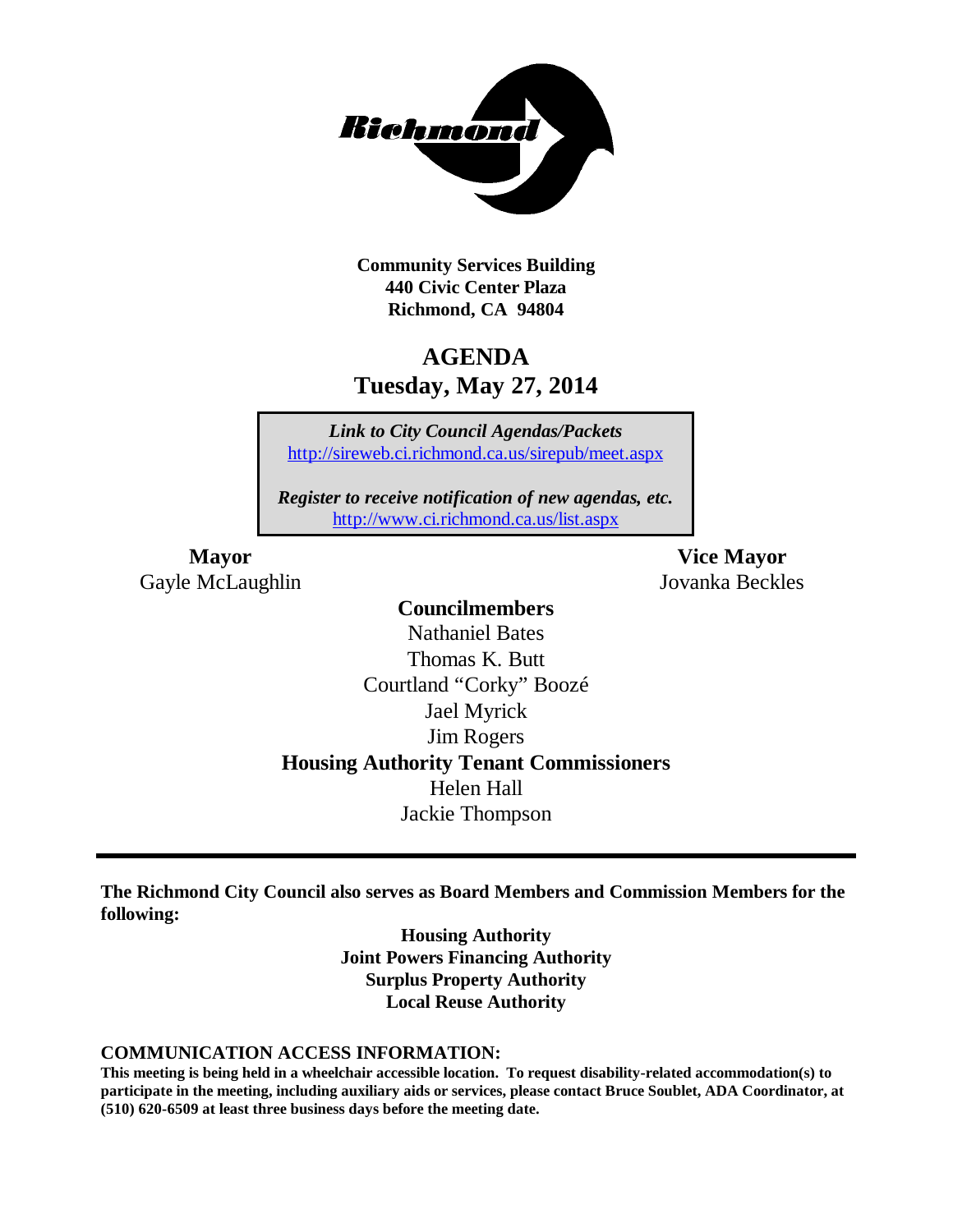**Community Services Building**
**440 Civic Center Plaza**
**Richmond, CA 94804**

# AGENDA
## Tuesday, May 27, 2014

***Link to City Council Agendas/Packets***
http://sireweb.ci.richmond.ca.us/sirepub/meet.aspx

***Register to receive notification of new agendas, etc.***
http://www.ci.richmond.ca.us/list.aspx

**Mayor**
Gayle McLaughlin

**Vice Mayor**
Jovanka Beckles

**Councilmembers**
Nathaniel Bates
Thomas K. Butt
Courtland "Corky" Boozé
Jael Myrick
Jim Rogers

**Housing Authority Tenant Commissioners**
Helen Hall
Jackie Thompson

---

**The Richmond City Council also serves as Board Members and Commission Members for the following:**

**Housing Authority**
**Joint Powers Financing Authority**
**Surplus Property Authority**
**Local Reuse Authority**

**COMMUNICATION ACCESS INFORMATION:**

**This meeting is being held in a wheelchair accessible location. To request disability-related accommodation(s) to participate in the meeting, including auxiliary aids or services, please contact Bruce Soublet, ADA Coordinator, at (510) 620-6509 at least three business days before the meeting date.**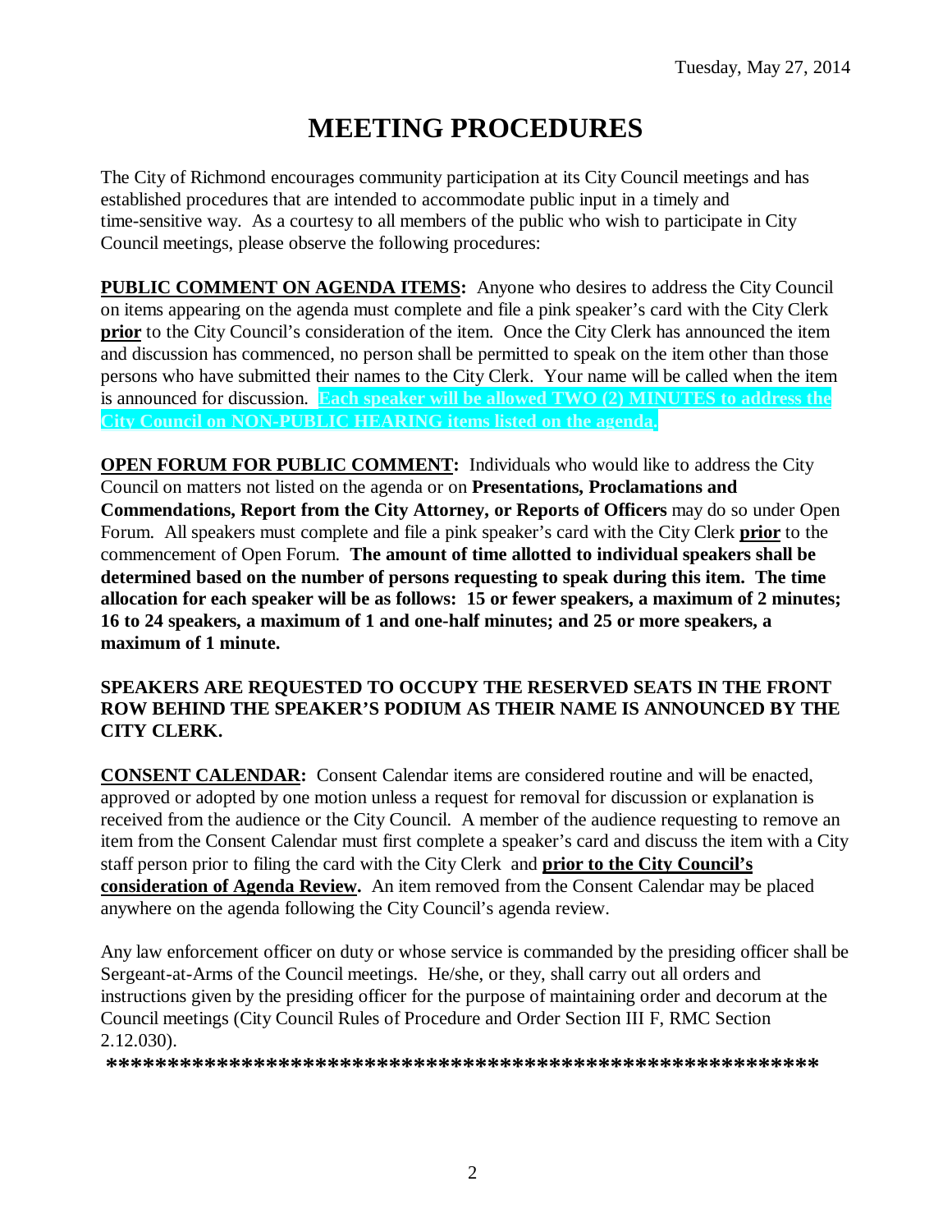Tuesday, May 27, 2014

# MEETING PROCEDURES

The City of Richmond encourages community participation at its City Council meetings and has established procedures that are intended to accommodate public input in a timely and time-sensitive way. As a courtesy to all members of the public who wish to participate in City Council meetings, please observe the following procedures:

**PUBLIC COMMENT ON AGENDA ITEMS:** Anyone who desires to address the City Council on items appearing on the agenda must complete and file a pink speaker's card with the City Clerk **prior** to the City Council's consideration of the item. Once the City Clerk has announced the item and discussion has commenced, no person shall be permitted to speak on the item other than those persons who have submitted their names to the City Clerk. Your name will be called when the item is announced for discussion. **Each speaker will be allowed TWO (2) MINUTES to address the City Council on NON-PUBLIC HEARING items listed on the agenda.**

**OPEN FORUM FOR PUBLIC COMMENT:** Individuals who would like to address the City Council on matters not listed on the agenda or on **Presentations, Proclamations and Commendations, Report from the City Attorney, or Reports of Officers** may do so under Open Forum. All speakers must complete and file a pink speaker's card with the City Clerk **prior** to the commencement of Open Forum. **The amount of time allotted to individual speakers shall be determined based on the number of persons requesting to speak during this item. The time allocation for each speaker will be as follows: 15 or fewer speakers, a maximum of 2 minutes; 16 to 24 speakers, a maximum of 1 and one-half minutes; and 25 or more speakers, a maximum of 1 minute.**

**SPEAKERS ARE REQUESTED TO OCCUPY THE RESERVED SEATS IN THE FRONT ROW BEHIND THE SPEAKER'S PODIUM AS THEIR NAME IS ANNOUNCED BY THE CITY CLERK.**

**CONSENT CALENDAR:** Consent Calendar items are considered routine and will be enacted, approved or adopted by one motion unless a request for removal for discussion or explanation is received from the audience or the City Council. A member of the audience requesting to remove an item from the Consent Calendar must first complete a speaker's card and discuss the item with a City staff person prior to filing the card with the City Clerk and **prior to the City Council's consideration of Agenda Review.** An item removed from the Consent Calendar may be placed anywhere on the agenda following the City Council's agenda review.

Any law enforcement officer on duty or whose service is commanded by the presiding officer shall be Sergeant-at-Arms of the Council meetings. He/she, or they, shall carry out all orders and instructions given by the presiding officer for the purpose of maintaining order and decorum at the Council meetings (City Council Rules of Procedure and Order Section III F, RMC Section 2.12.030).

**\*\*\*\*\*\*\*\*\*\*\*\*\*\*\*\*\*\*\*\*\*\*\*\*\*\*\*\*\*\*\*\*\*\*\*\*\*\*\*\*\*\*\*\*\*\*\*\*\*\*\*\*\*\*\*\*\*\*\*\*\***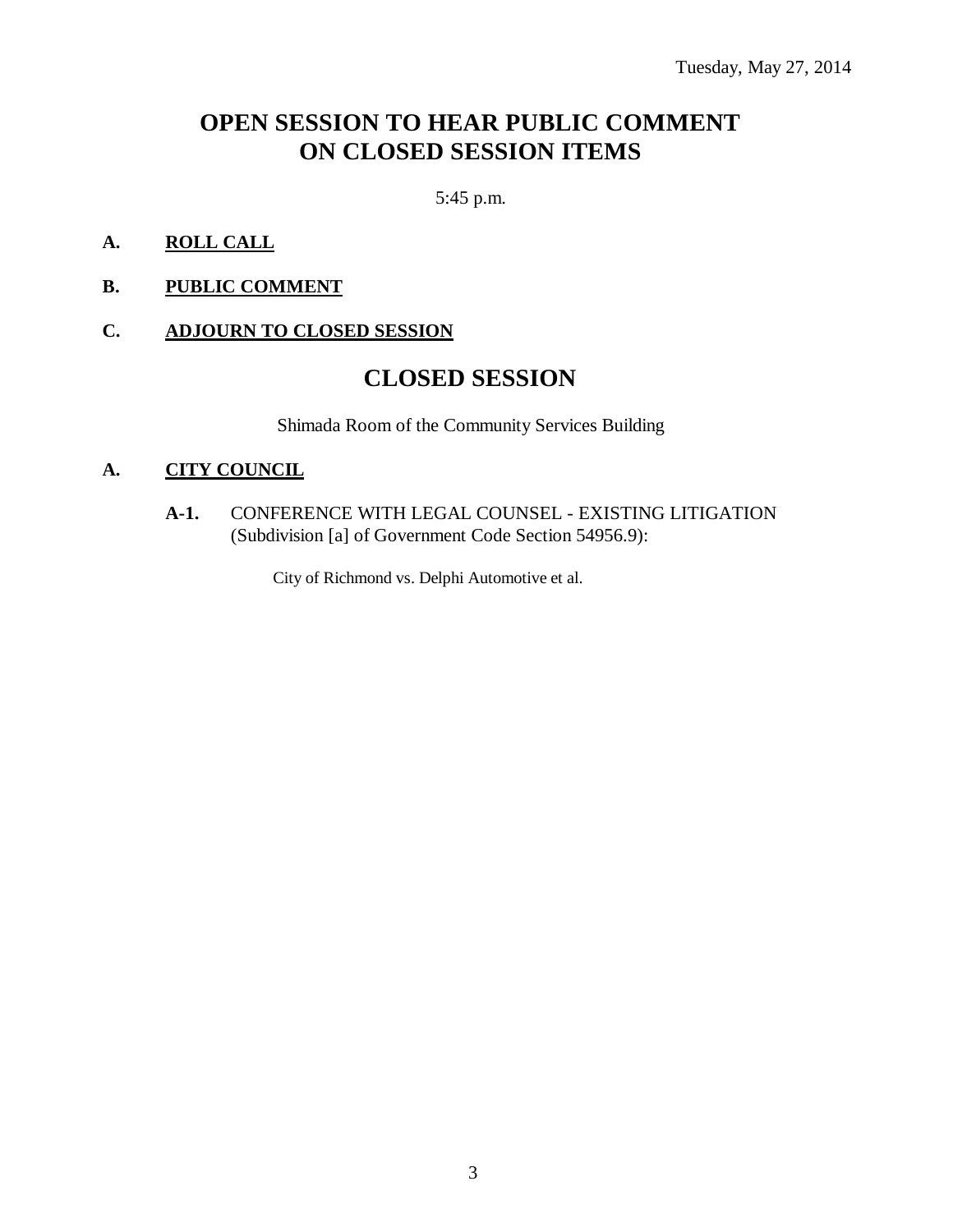Tuesday, May 27, 2014

# OPEN SESSION TO HEAR PUBLIC COMMENT ON CLOSED SESSION ITEMS

5:45 p.m.

**A. ROLL CALL**

**B. PUBLIC COMMENT**

**C. ADJOURN TO CLOSED SESSION**

# CLOSED SESSION

Shimada Room of the Community Services Building

**A. CITY COUNCIL**

**A-1.** CONFERENCE WITH LEGAL COUNSEL - EXISTING LITIGATION (Subdivision [a] of Government Code Section 54956.9):

City of Richmond vs. Delphi Automotive et al.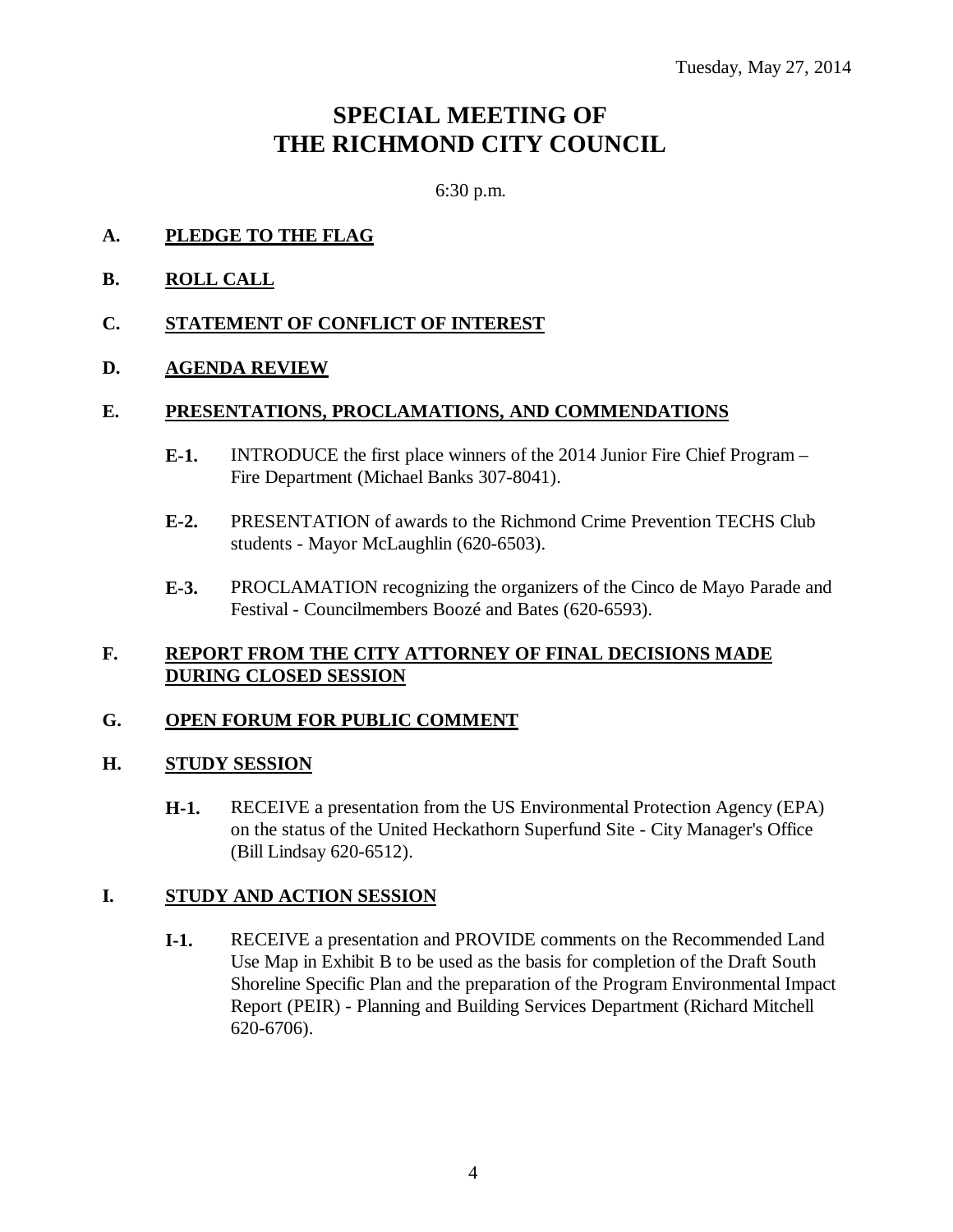Tuesday, May 27, 2014

# SPECIAL MEETING OF THE RICHMOND CITY COUNCIL

6:30 p.m.

**A. PLEDGE TO THE FLAG**

**B. ROLL CALL**

**C. STATEMENT OF CONFLICT OF INTEREST**

**D. AGENDA REVIEW**

**E. PRESENTATIONS, PROCLAMATIONS, AND COMMENDATIONS**

**E-1.** INTRODUCE the first place winners of the 2014 Junior Fire Chief Program – Fire Department (Michael Banks 307-8041).

**E-2.** PRESENTATION of awards to the Richmond Crime Prevention TECHS Club students - Mayor McLaughlin (620-6503).

**E-3.** PROCLAMATION recognizing the organizers of the Cinco de Mayo Parade and Festival - Councilmembers Boozé and Bates (620-6593).

**F. REPORT FROM THE CITY ATTORNEY OF FINAL DECISIONS MADE DURING CLOSED SESSION**

**G. OPEN FORUM FOR PUBLIC COMMENT**

**H. STUDY SESSION**

**H-1.** RECEIVE a presentation from the US Environmental Protection Agency (EPA) on the status of the United Heckathorn Superfund Site - City Manager's Office (Bill Lindsay 620-6512).

**I. STUDY AND ACTION SESSION**

**I-1.** RECEIVE a presentation and PROVIDE comments on the Recommended Land Use Map in Exhibit B to be used as the basis for completion of the Draft South Shoreline Specific Plan and the preparation of the Program Environmental Impact Report (PEIR) - Planning and Building Services Department (Richard Mitchell 620-6706).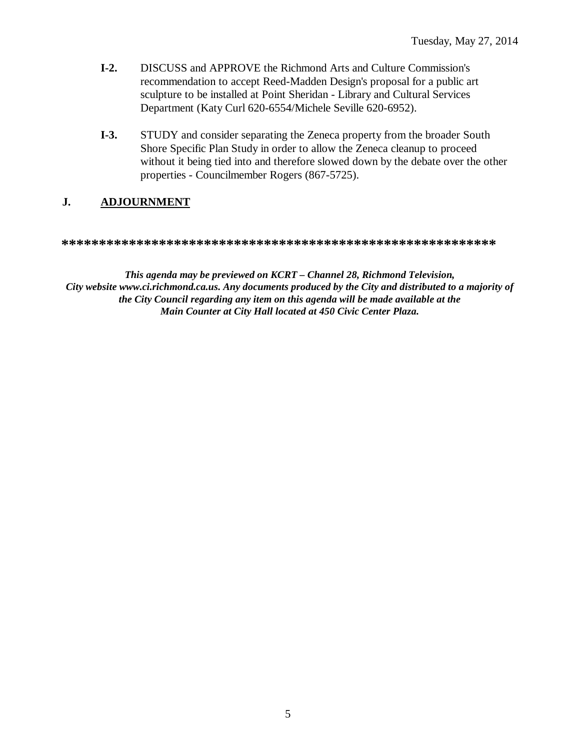**I-2.** DISCUSS and APPROVE the Richmond Arts and Culture Commission's recommendation to accept Reed-Madden Design's proposal for a public art sculpture to be installed at Point Sheridan - Library and Cultural Services Department (Katy Curl 620-6554/Michele Seville 620-6952).

**I-3.** STUDY and consider separating the Zeneca property from the broader South Shore Specific Plan Study in order to allow the Zeneca cleanup to proceed without it being tied into and therefore slowed down by the debate over the other properties - Councilmember Rogers (867-5725).

## J. ADJOURNMENT

**\*\*\*\*\*\*\*\*\*\*\*\*\*\*\*\*\*\*\*\*\*\*\*\*\*\*\*\*\*\*\*\*\*\*\*\*\*\*\*\*\*\*\*\*\*\*\*\*\*\*\*\*\*\*\*\*\*\*\*\*\***

***This agenda may be previewed on KCRT – Channel 28, Richmond Television, City website www.ci.richmond.ca.us. Any documents produced by the City and distributed to a majority of the City Council regarding any item on this agenda will be made available at the Main Counter at City Hall located at 450 Civic Center Plaza.***